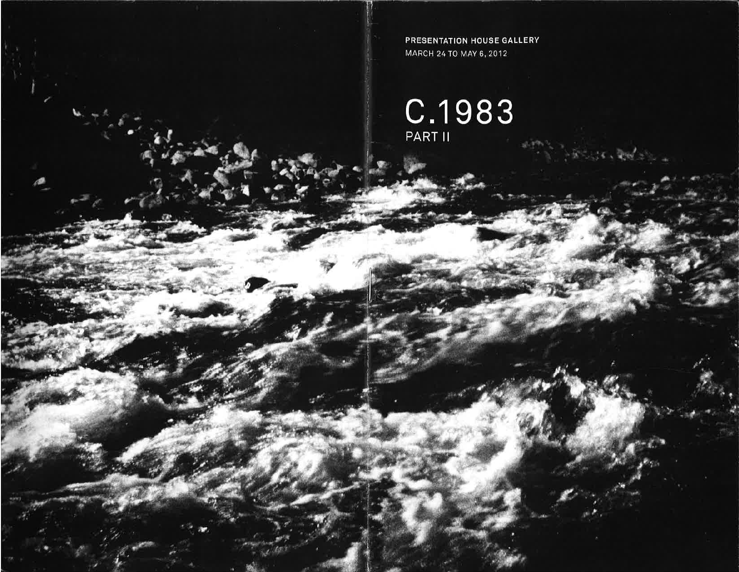PRESENTATION HOUSE GALLERY
MARCH 24 TO MAY 6, 2012

# C.1983
## PART II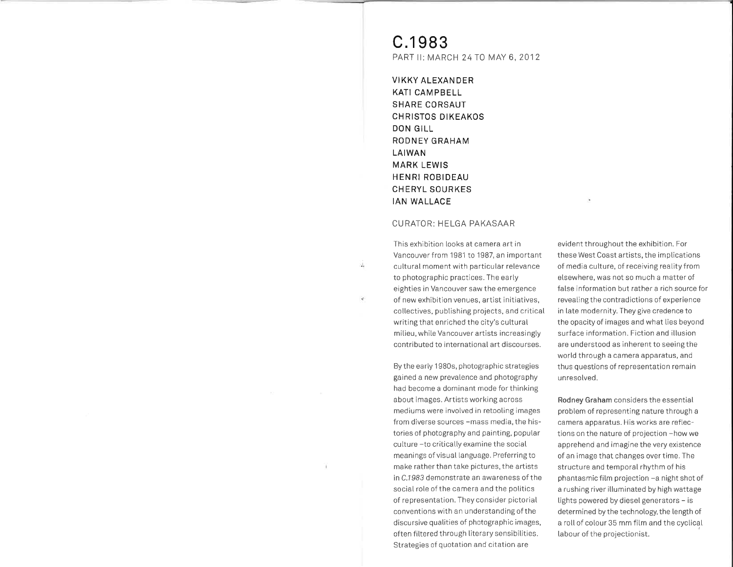# C.1983

PART II: MARCH 24 TO MAY 6, 2012

VIKKY ALEXANDER
KATI CAMPBELL
SHARE CORSAUT
CHRISTOS DIKEAKOS
DON GILL
RODNEY GRAHAM
LAIWAN
MARK LEWIS
HENRI ROBIDEAU
CHERYL SOURKES
IAN WALLACE

CURATOR: HELGA PAKASAAR

This exhibition looks at camera art in Vancouver from 1981 to 1987, an important cultural moment with particular relevance to photographic practices. The early eighties in Vancouver saw the emergence of new exhibition venues, artist initiatives, collectives, publishing projects, and critical writing that enriched the city's cultural milieu, while Vancouver artists increasingly contributed to international art discourses.

By the early 1980s, photographic strategies gained a new prevalence and photography had become a dominant mode for thinking about images. Artists working across mediums were involved in retooling images from diverse sources – mass media, the histories of photography and painting, popular culture – to critically examine the social meanings of visual language. Preferring to make rather than take pictures, the artists in *C.1983* demonstrate an awareness of the social role of the camera and the politics of representation. They consider pictorial conventions with an understanding of the discursive qualities of photographic images, often filtered through literary sensibilities. Strategies of quotation and citation are evident throughout the exhibition. For these West Coast artists, the implications of media culture, of receiving reality from elsewhere, was not so much a matter of false information but rather a rich source for revealing the contradictions of experience in late modernity. They give credence to the opacity of images and what lies beyond surface information. Fiction and illusion are understood as inherent to seeing the world through a camera apparatus, and thus questions of representation remain unresolved.

**Rodney Graham** considers the essential problem of representing nature through a camera apparatus. His works are reflections on the nature of projection – how we apprehend and imagine the very existence of an image that changes over time. The structure and temporal rhythm of his phantasmic film projection – a night shot of a rushing river illuminated by high wattage lights powered by diesel generators – is determined by the technology, the length of a roll of colour 35 mm film and the cyclical labour of the projectionist.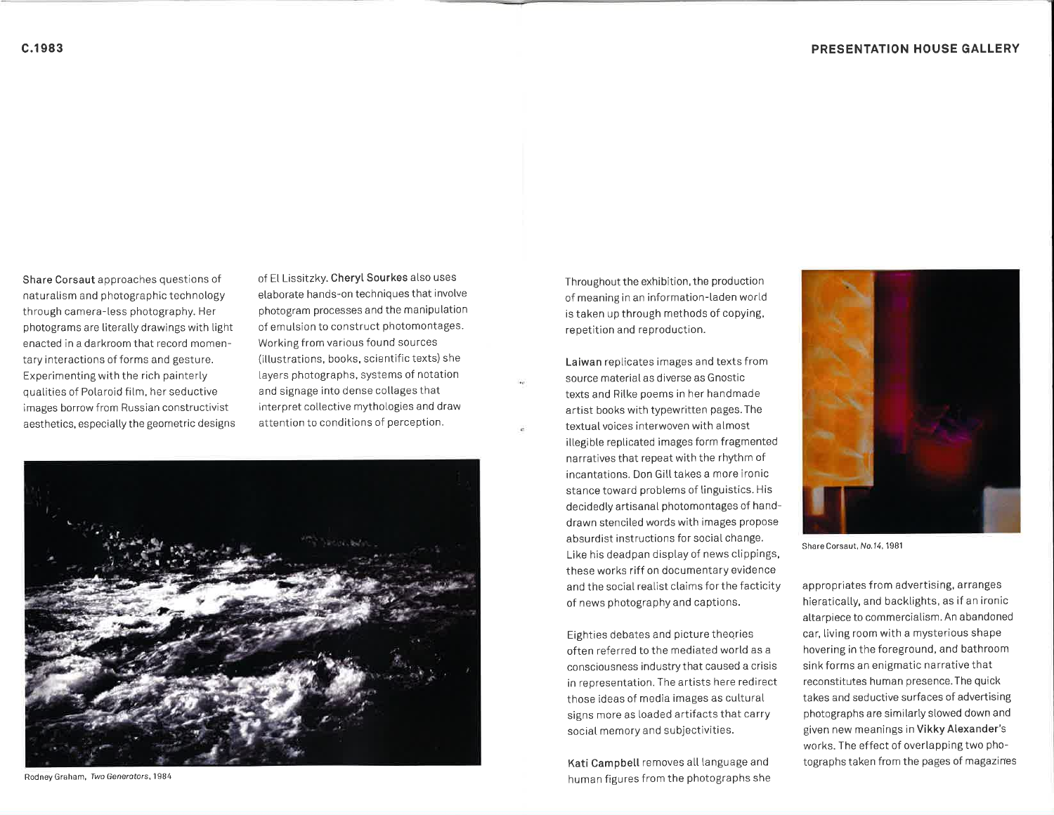**Share Corsaut** approaches questions of naturalism and photographic technology through camera-less photography. Her photograms are literally drawings with light enacted in a darkroom that record momentary interactions of forms and gesture. Experimenting with the rich painterly qualities of Polaroid film, her seductive images borrow from Russian constructivist aesthetics, especially the geometric designs of El Lissitzky. **Cheryl Sourkes** also uses elaborate hands-on techniques that involve photogram processes and the manipulation of emulsion to construct photomontages. Working from various found sources (illustrations, books, scientific texts) she layers photographs, systems of notation and signage into dense collages that interpret collective mythologies and draw attention to conditions of perception.

Rodney Graham, *Two Generators*, 1984

Throughout the exhibition, the production of meaning in an information-laden world is taken up through methods of copying, repetition and reproduction.

**Laiwan** replicates images and texts from source material as diverse as Gnostic texts and Rilke poems in her handmade artist books with typewritten pages. The textual voices interwoven with almost illegible replicated images form fragmented narratives that repeat with the rhythm of incantations. Don Gill takes a more ironic stance toward problems of linguistics. His decidedly artisanal photomontages of hand-drawn stenciled words with images propose absurdist instructions for social change. Like his deadpan display of news clippings, these works riff on documentary evidence and the social realist claims for the facticity of news photography and captions.

Eighties debates and picture theories often referred to the mediated world as a consciousness industry that caused a crisis in representation. The artists here redirect those ideas of media images as cultural signs more as loaded artifacts that carry social memory and subjectivities.

**Kati Campbell** removes all language and human figures from the photographs she appropriates from advertising, arranges hieratically, and backlights, as if an ironic altarpiece to commercialism. An abandoned car, living room with a mysterious shape hovering in the foreground, and bathroom sink forms an enigmatic narrative that reconstitutes human presence. The quick takes and seductive surfaces of advertising photographs are similarly slowed down and given new meanings in **Vikky Alexander**'s works. The effect of overlapping two photographs taken from the pages of magazines

Share Corsaut, *No.14*, 1981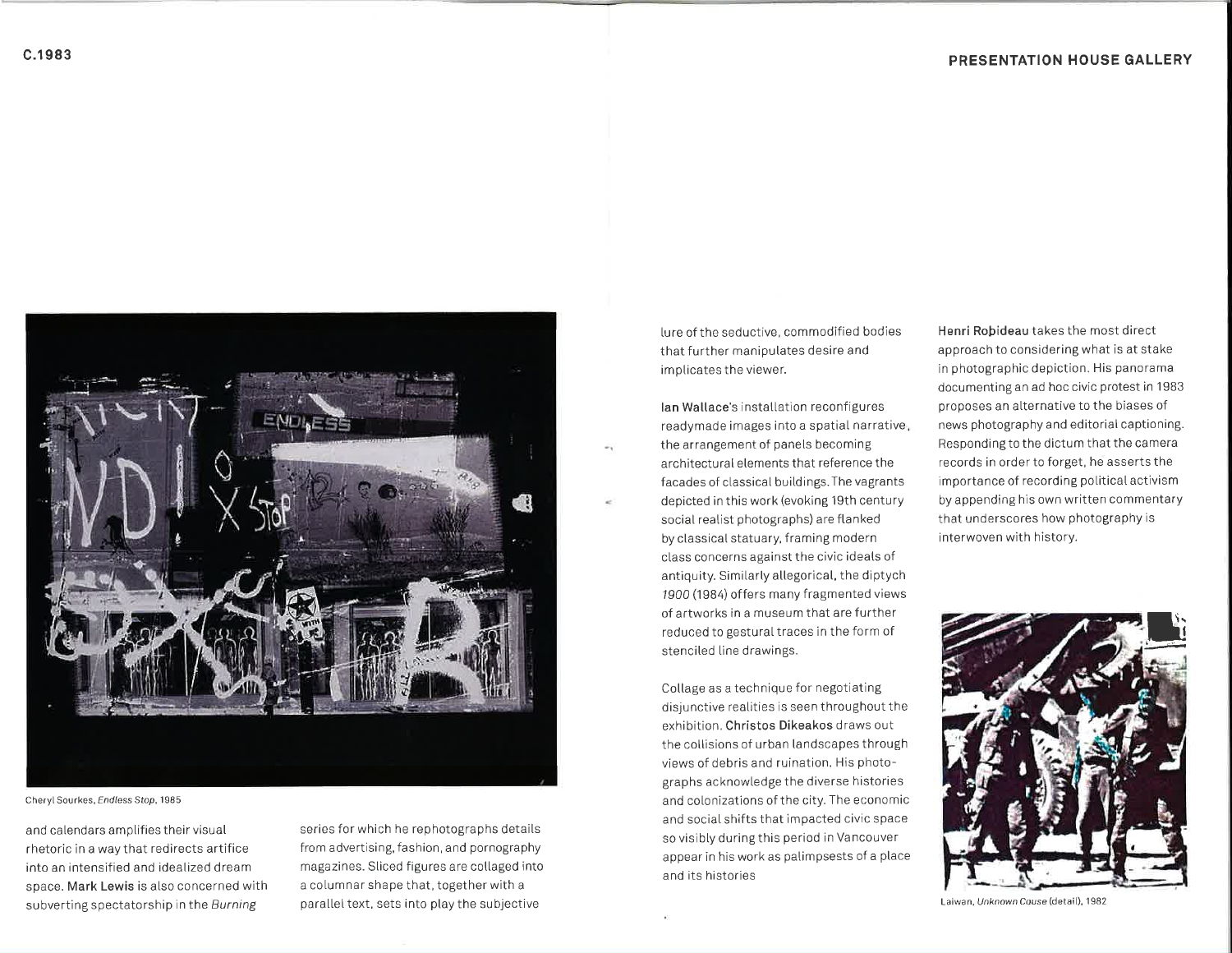Cheryl Sourkes, *Endless Stop*, 1985

and calendars amplifies their visual rhetoric in a way that redirects artifice into an intensified and idealized dream space. **Mark Lewis** is also concerned with subverting spectatorship in the *Burning* series for which he rephotographs details from advertising, fashion, and pornography magazines. Sliced figures are collaged into a columnar shape that, together with a parallel text, sets into play the subjective lure of the seductive, commodified bodies that further manipulates desire and implicates the viewer.

**Ian Wallace**'s installation reconfigures readymade images into a spatial narrative, the arrangement of panels becoming architectural elements that reference the facades of classical buildings. The vagrants depicted in this work (evoking 19th century social realist photographs) are flanked by classical statuary, framing modern class concerns against the civic ideals of antiquity. Similarly allegorical, the diptych *1900* (1984) offers many fragmented views of artworks in a museum that are further reduced to gestural traces in the form of stenciled line drawings.

Collage as a technique for negotiating disjunctive realities is seen throughout the exhibition. **Christos Dikeakos** draws out the collisions of urban landscapes through views of debris and ruination. His photographs acknowledge the diverse histories and colonizations of the city. The economic and social shifts that impacted civic space so visibly during this period in Vancouver appear in his work as palimpsests of a place and its histories

**Henri Robideau** takes the most direct approach to considering what is at stake in photographic depiction. His panorama documenting an ad hoc civic protest in 1983 proposes an alternative to the biases of news photography and editorial captioning. Responding to the dictum that the camera records in order to forget, he asserts the importance of recording political activism by appending his own written commentary that underscores how photography is interwoven with history.

Laiwan, *Unknown Cause* (detail), 1982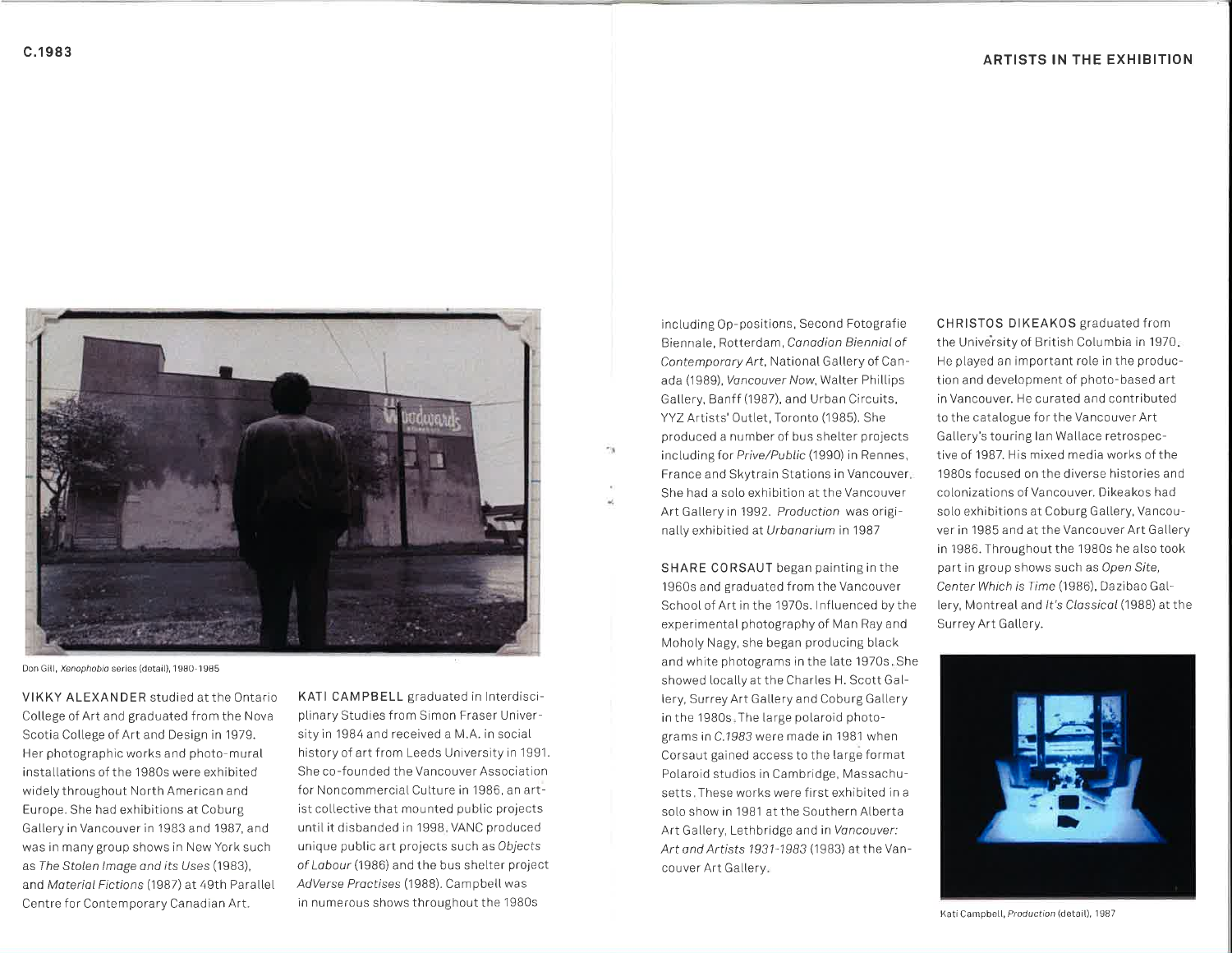Don Gill, *Xenophobia* series (detail), 1980-1985

**VIKKY ALEXANDER** studied at the Ontario College of Art and graduated from the Nova Scotia College of Art and Design in 1979. Her photographic works and photo-mural installations of the 1980s were exhibited widely throughout North American and Europe. She had exhibitions at Coburg Gallery in Vancouver in 1983 and 1987, and was in many group shows in New York such as *The Stolen Image and its Uses* (1983), and *Material Fictions* (1987) at 49th Parallel Centre for Contemporary Canadian Art.

**KATI CAMPBELL** graduated in Interdisciplinary Studies from Simon Fraser University in 1984 and received a M.A. in social history of art from Leeds University in 1991. She co-founded the Vancouver Association for Noncommercial Culture in 1986, an artist collective that mounted public projects until it disbanded in 1998. VANC produced unique public art projects such as *Objects of Labour* (1986) and the bus shelter project *AdVerse Practises* (1988). Campbell was in numerous shows throughout the 1980s including Op-positions, Second Fotografie Biennale, Rotterdam, *Canadian Biennial of Contemporary Art*, National Gallery of Canada (1989), *Vancouver Now*, Walter Phillips Gallery, Banff (1987), and Urban Circuits, YYZ Artists' Outlet, Toronto (1985). She produced a number of bus shelter projects including for *Prive/Public* (1990) in Rennes, France and Skytrain Stations in Vancouver. She had a solo exhibition at the Vancouver Art Gallery in 1992. *Production* was originally exhibitied at *Urbanarium* in 1987

**SHARE CORSAUT** began painting in the 1960s and graduated from the Vancouver School of Art in the 1970s. Influenced by the experimental photography of Man Ray and Moholy Nagy, she began producing black and white photograms in the late 1970s. She showed locally at the Charles H. Scott Gallery, Surrey Art Gallery and Coburg Gallery in the 1980s. The large polaroid photograms in *C.1983* were made in 1981 when Corsaut gained access to the large format Polaroid studios in Cambridge, Massachusetts. These works were first exhibited in a solo show in 1981 at the Southern Alberta Art Gallery, Lethbridge and in *Vancouver: Art and Artists 1931-1983* (1983) at the Vancouver Art Gallery.

**CHRISTOS DIKEAKOS** graduated from the University of British Columbia in 1970. He played an important role in the production and development of photo-based art in Vancouver. He curated and contributed to the catalogue for the Vancouver Art Gallery's touring Ian Wallace retrospective of 1987. His mixed media works of the 1980s focused on the diverse histories and colonizations of Vancouver. Dikeakos had solo exhibitions at Coburg Gallery, Vancouver in 1985 and at the Vancouver Art Gallery in 1986. Throughout the 1980s he also took part in group shows such as *Open Site, Center Which is Time* (1986), Dazibao Gallery, Montreal and *It's Classical* (1988) at the Surrey Art Gallery.

Kati Campbell, *Production* (detail), 1987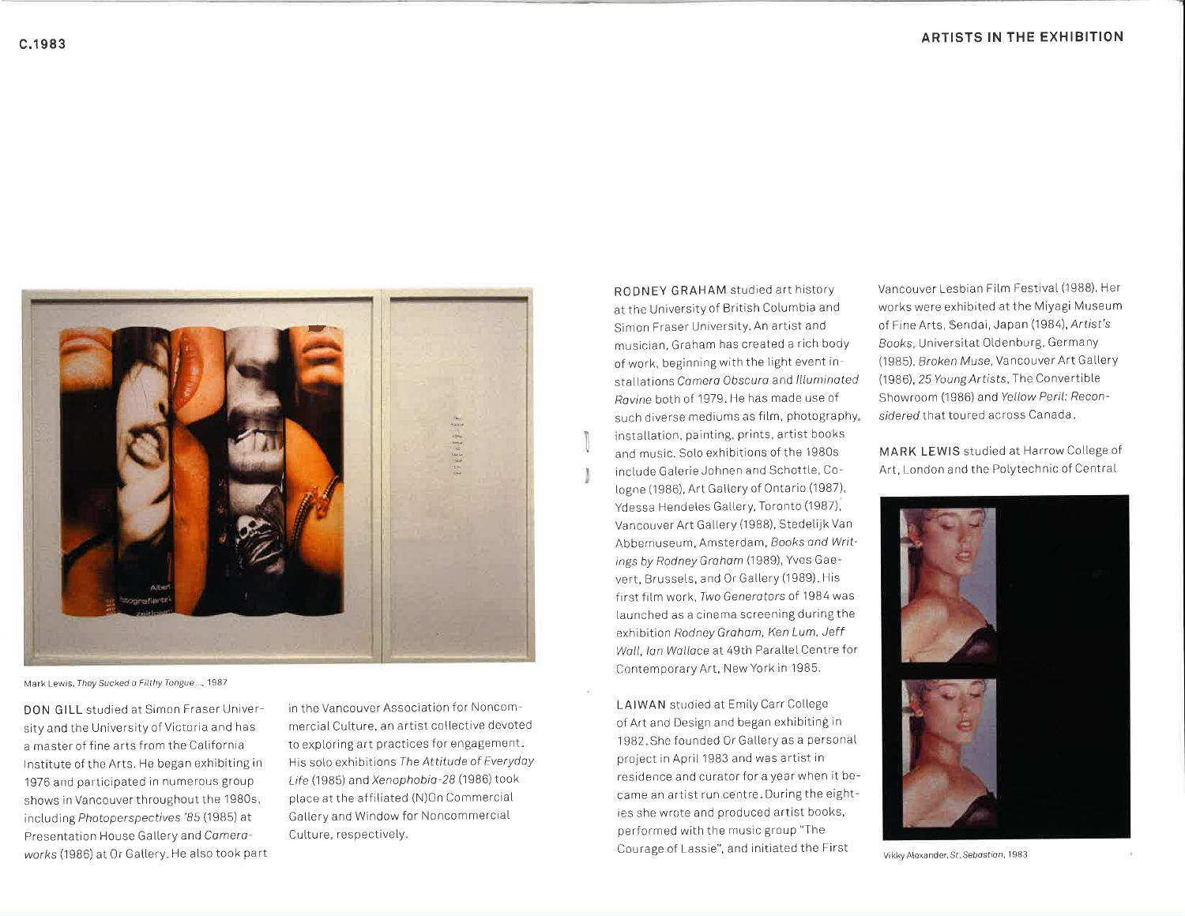Mark Lewis, *They Sucked a Filthy Tongue...*, 1987

**DON GILL** studied at Simon Fraser University and the University of Victoria and has a master of fine arts from the California Institute of the Arts. He began exhibiting in 1976 and participated in numerous group shows in Vancouver throughout the 1980s, including *Photoperspectives '85* (1985) at Presentation House Gallery and *Cameraworks* (1986) at Or Gallery. He also took part in the Vancouver Association for Noncommercial Culture, an artist collective devoted to exploring art practices for engagement. His solo exhibitions *The Attitude of Everyday Life* (1985) and *Xenophobia-28* (1986) took place at the affiliated (N)On Commercial Gallery and Window for Noncommercial Culture, respectively.

**RODNEY GRAHAM** studied art history at the University of British Columbia and Simon Fraser University. An artist and musician, Graham has created a rich body of work, beginning with the light event installations *Camera Obscura* and *Illuminated Ravine* both of 1979. He has made use of such diverse mediums as film, photography, installation, painting, prints, artist books and music. Solo exhibitions of the 1980s include Galerie Johnen and Schottle, Cologne (1986), Art Gallery of Ontario (1987), Ydessa Hendeles Gallery, Toronto (1987), Vancouver Art Gallery (1988), Stedelijk Van Abbemuseum, Amsterdam, *Books and Writings by Rodney Graham* (1989), Yves Gaevert, Brussels, and Or Gallery (1989). His first film work, *Two Generators* of 1984 was launched as a cinema screening during the exhibition *Rodney Graham, Ken Lum, Jeff Wall, Ian Wallace* at 49th Parallel Centre for Contemporary Art, New York in 1985.

**LAIWAN** studied at Emily Carr College of Art and Design and began exhibiting in 1982. She founded Or Gallery as a personal project in April 1983 and was artist in residence and curator for a year when it became an artist run centre. During the eighties she wrote and produced artist books, performed with the music group "The Courage of Lassie", and initiated the First Vancouver Lesbian Film Festival (1988). Her works were exhibited at the Miyagi Museum of Fine Arts, Sendai, Japan (1984), *Artist's Books*, Universitat Oldenburg, Germany (1985), *Broken Muse*, Vancouver Art Gallery (1986), *25 Young Artists*, The Convertible Showroom (1986) and *Yellow Peril: Reconsidered* that toured across Canada.

**MARK LEWIS** studied at Harrow College of Art, London and the Polytechnic of Central

Vikky Alexander, *St. Sebastian*, 1983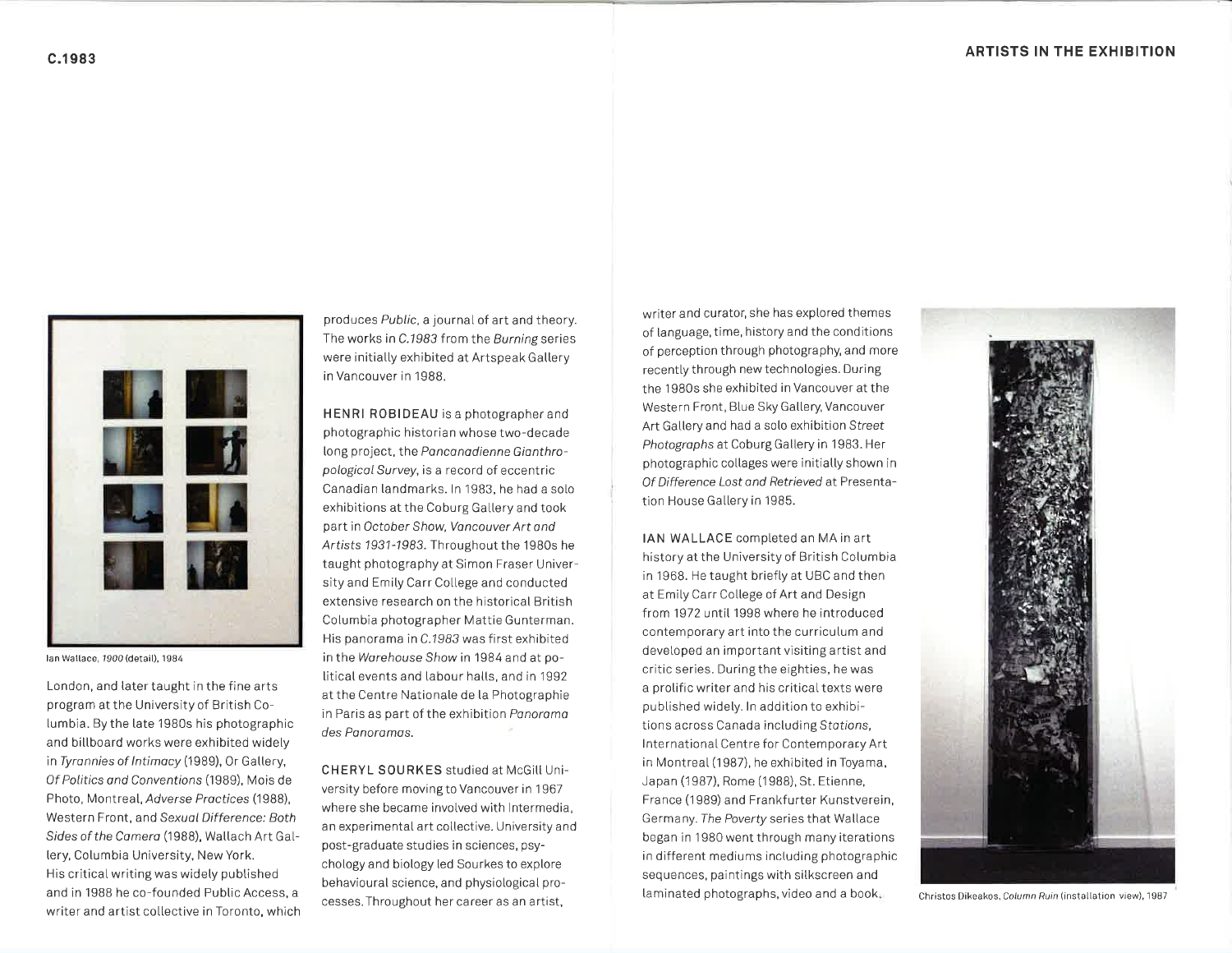Ian Wallace, *1900* (detail), 1984

London, and later taught in the fine arts program at the University of British Columbia. By the late 1980s his photographic and billboard works were exhibited widely in *Tyrannies of Intimacy* (1989), Or Gallery, *Of Politics and Conventions* (1989), Mois de Photo, Montreal, *Adverse Practices* (1988), Western Front, and *Sexual Difference: Both Sides of the Camera* (1988), Wallach Art Gallery, Columbia University, New York. His critical writing was widely published and in 1988 he co-founded Public Access, a writer and artist collective in Toronto, which produces *Public*, a journal of art and theory. The works in *C.1983* from the *Burning* series were initially exhibited at Artspeak Gallery in Vancouver in 1988.

**HENRI ROBIDEAU** is a photographer and photographic historian whose two-decade long project, the *Pancanadienne Gianthropological Survey*, is a record of eccentric Canadian landmarks. In 1983, he had a solo exhibitions at the Coburg Gallery and took part in *October Show, Vancouver Art and Artists 1931-1983*. Throughout the 1980s he taught photography at Simon Fraser University and Emily Carr College and conducted extensive research on the historical British Columbia photographer Mattie Gunterman. His panorama in *C.1983* was first exhibited in the *Warehouse Show* in 1984 and at political events and labour halls, and in 1992 at the Centre Nationale de la Photographie in Paris as part of the exhibition *Panorama des Panoramas*.

**CHERYL SOURKES** studied at McGill University before moving to Vancouver in 1967 where she became involved with Intermedia, an experimental art collective. University and post-graduate studies in sciences, psychology and biology led Sourkes to explore behavioural science, and physiological processes. Throughout her career as an artist, writer and curator, she has explored themes of language, time, history and the conditions of perception through photography, and more recently through new technologies. During the 1980s she exhibited in Vancouver at the Western Front, Blue Sky Gallery, Vancouver Art Gallery and had a solo exhibition *Street Photographs* at Coburg Gallery in 1983. Her photographic collages were initially shown in *Of Difference Lost and Retrieved* at Presentation House Gallery in 1985.

**IAN WALLACE** completed an MA in art history at the University of British Columbia in 1968. He taught briefly at UBC and then at Emily Carr College of Art and Design from 1972 until 1998 where he introduced contemporary art into the curriculum and developed an important visiting artist and critic series. During the eighties, he was a prolific writer and his critical texts were published widely. In addition to exhibitions across Canada including *Stations*, International Centre for Contemporary Art in Montreal (1987), he exhibited in Toyama, Japan (1987), Rome (1988), St. Etienne, France (1989) and Frankfurter Kunstverein, Germany. *The Poverty* series that Wallace began in 1980 went through many iterations in different mediums including photographic sequences, paintings with silkscreen and laminated photographs, video and a book.

Christos Dikeakos, *Column Ruin* (installation view), 1987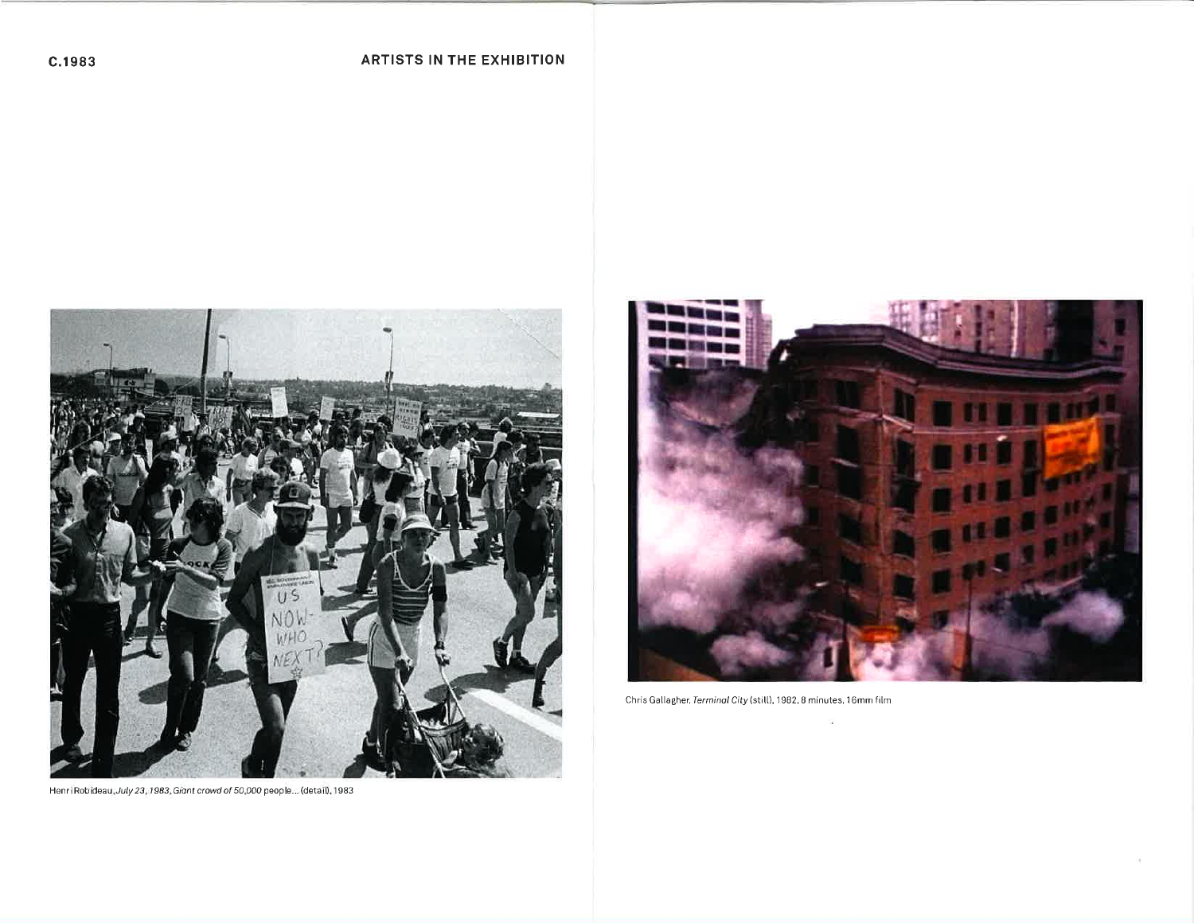Henri Robideau, *July 23, 1983, Giant crowd of 50,000 people...* (detail), 1983

Chris Gallagher, *Terminal City* (still), 1982, 8 minutes, 16mm film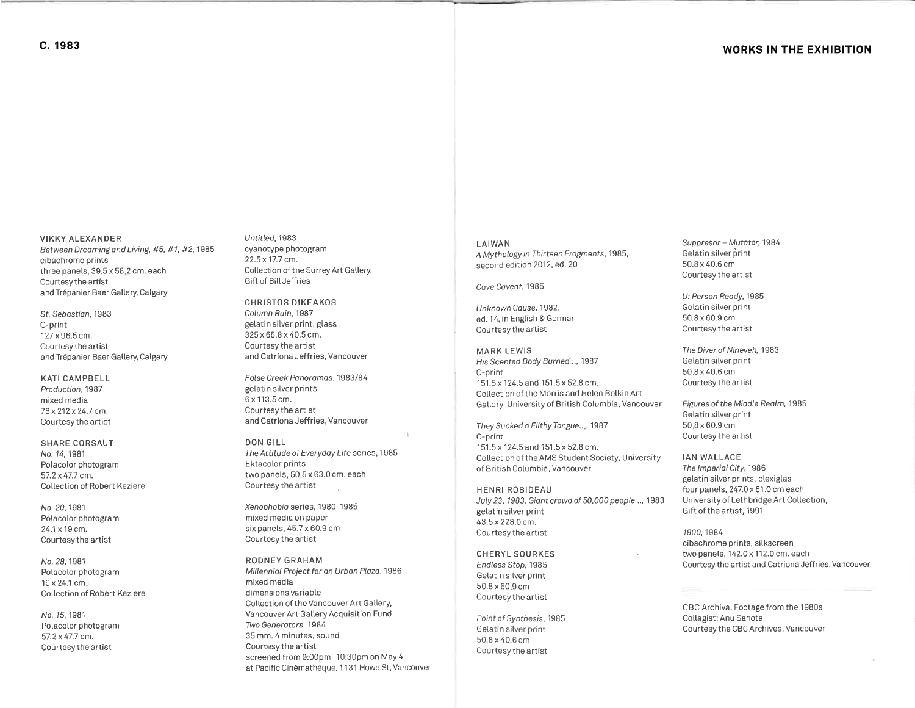## C. 1983

## WORKS IN THE EXHIBITION

**VIKKY ALEXANDER**
*Between Dreaming and Living, #5, #1, #2*, 1985
cibachrome prints
three panels, 39.5 x 58.2 cm. each
Courtesy the artist
and Trépanier Baer Gallery, Calgary

*St. Sebastian*, 1983
C-print
127 x 96.5 cm.
Courtesy the artist
and Trépanier Baer Gallery, Calgary

**KATI CAMPBELL**
*Production*, 1987
mixed media
76 x 212 x 24.7 cm.
Courtesy the artist

**SHARE CORSAUT**
*No. 14*, 1981
Polacolor photogram
57.2 x 47.7 cm.
Collection of Robert Keziere

*No. 20*, 1981
Polacolor photogram
24.1 x 19 cm.
Courtesy the artist

*No. 28*, 1981
Polacolor photogram
19 x 24.1 cm.
Collection of Robert Keziere

*No. 15*, 1981
Polacolor photogram
57.2 x 47.7 cm.
Courtesy the artist

*Untitled*, 1983
cyanotype photogram
22.5 x 17.7 cm.
Collection of the Surrey Art Gallery.
Gift of Bill Jeffries

**CHRISTOS DIKEAKOS**
*Column Ruin*, 1987
gelatin silver print, glass
325 x 66.8 x 40.5 cm.
Courtesy the artist
and Catriona Jeffries, Vancouver

*False Creek Panoramas*, 1983/84
gelatin silver prints
6 x 113.5 cm.
Courtesy the artist
and Catriona Jeffries, Vancouver

**DON GILL**
*The Attitude of Everyday Life* series, 1985
Ektacolor prints
two panels, 50.5 x 63.0 cm. each
Courtesy the artist

*Xenophobia* series, 1980-1985
mixed media on paper
six panels, 45.7 x 60.9 cm
Courtesy the artist

**RODNEY GRAHAM**
*Millennial Project for an Urban Plaza*, 1986
mixed media
dimensions variable
Collection of the Vancouver Art Gallery,
Vancouver Art Gallery Acquisition Fund
*Two Generators*, 1984
35 mm. 4 minutes, sound
Courtesy the artist
screened from 9:00pm -10:30pm on May 4
at Pacific Cinémathèque, 1131 Howe St, Vancouver

**LAIWAN**
*A Mythology in Thirteen Fragments*, 1985,
second edition 2012, ed. 20

*Cave Caveat*, 1985

*Unknown Cause*, 1982,
ed. 14, in English & German
Courtesy the artist

**MARK LEWIS**
*His Scented Body Burned...*, 1987
C-print
151.5 x 124.5 and 151.5 x 52.8 cm.
Collection of the Morris and Helen Belkin Art Gallery, University of British Columbia, Vancouver

*They Sucked a Filthy Tongue...*, 1987
C-print
151.5 x 124.5 and 151.5 x 52.8 cm.
Collection of the AMS Student Society, University of British Columbia, Vancouver

**HENRI ROBIDEAU**
*July 23, 1983, Giant crowd of 50,000 people...*, 1983
gelatin silver print
43.5 x 228.0 cm.
Courtesy the artist

**CHERYL SOURKES**
*Endless Stop*, 1985
Gelatin silver print
50.8 x 60.9 cm
Courtesy the artist

*Point of Synthesis*, 1985
Gelatin silver print
50.8 x 40.6 cm
Courtesy the artist

*Suppresor – Mutator*, 1984
Gelatin silver print
50.8 x 40.6 cm
Courtesy the artist

*U: Person Ready*, 1985
Gelatin silver print
50.8 x 60.9 cm
Courtesy the artist

*The Diver of Nineveh*, 1983
Gelatin silver print
50.8 x 40.6 cm
Courtesy the artist

*Figures of the Middle Realm*, 1985
Gelatin silver print
50.8 x 60.9 cm
Courtesy the artist

**IAN WALLACE**
*The Imperial City*, 1986
gelatin silver prints, plexiglas
four panels, 247.0 x 61.0 cm each
University of Lethbridge Art Collection,
Gift of the artist, 1991

*1900*, 1984
cibachrome prints, silkscreen
two panels, 142.0 x 112.0 cm. each
Courtesy the artist and Catriona Jeffries, Vancouver

---

CBC Archival Footage from the 1980s
Collagist: Anu Sahota
Courtesy the CBC Archives, Vancouver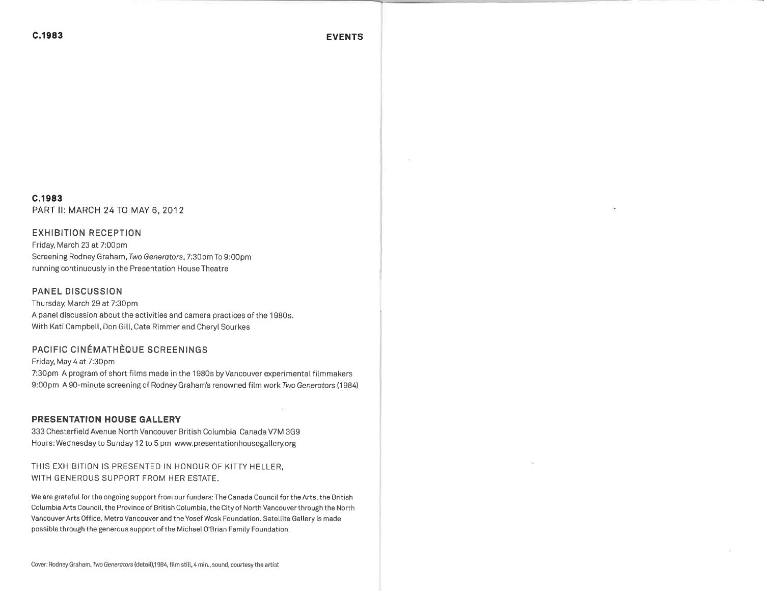# C.1983

PART II: MARCH 24 TO MAY 6, 2012

## EXHIBITION RECEPTION

Friday, March 23 at 7:00pm
Screening Rodney Graham, *Two Generators*, 7:30pm To 9:00pm
running continuously in the Presentation House Theatre

## PANEL DISCUSSION

Thursday, March 29 at 7:30pm
A panel discussion about the activities and camera practices of the 1980s.
With Kati Campbell, Don Gill, Cate Rimmer and Cheryl Sourkes

## PACIFIC CINÉMATHÈQUE SCREENINGS

Friday, May 4 at 7:30pm
7:30pm A program of short films made in the 1980s by Vancouver experimental filmmakers
9:00pm A 90-minute screening of Rodney Graham's renowned film work *Two Generators* (1984)

## PRESENTATION HOUSE GALLERY

333 Chesterfield Avenue North Vancouver British Columbia Canada V7M 3G9
Hours: Wednesday to Sunday 12 to 5 pm www.presentationhousegallery.org

THIS EXHIBITION IS PRESENTED IN HONOUR OF KITTY HELLER, WITH GENEROUS SUPPORT FROM HER ESTATE.

We are grateful for the ongoing support from our funders: The Canada Council for the Arts, the British Columbia Arts Council, the Province of British Columbia, the City of North Vancouver through the North Vancouver Arts Office, Metro Vancouver and the Yosef Wosk Foundation. Satellite Gallery is made possible through the generous support of the Michael O'Brian Family Foundation.

Cover: Rodney Graham, *Two Generators* (detail),1984, film still, 4 min., sound, courtesy the artist